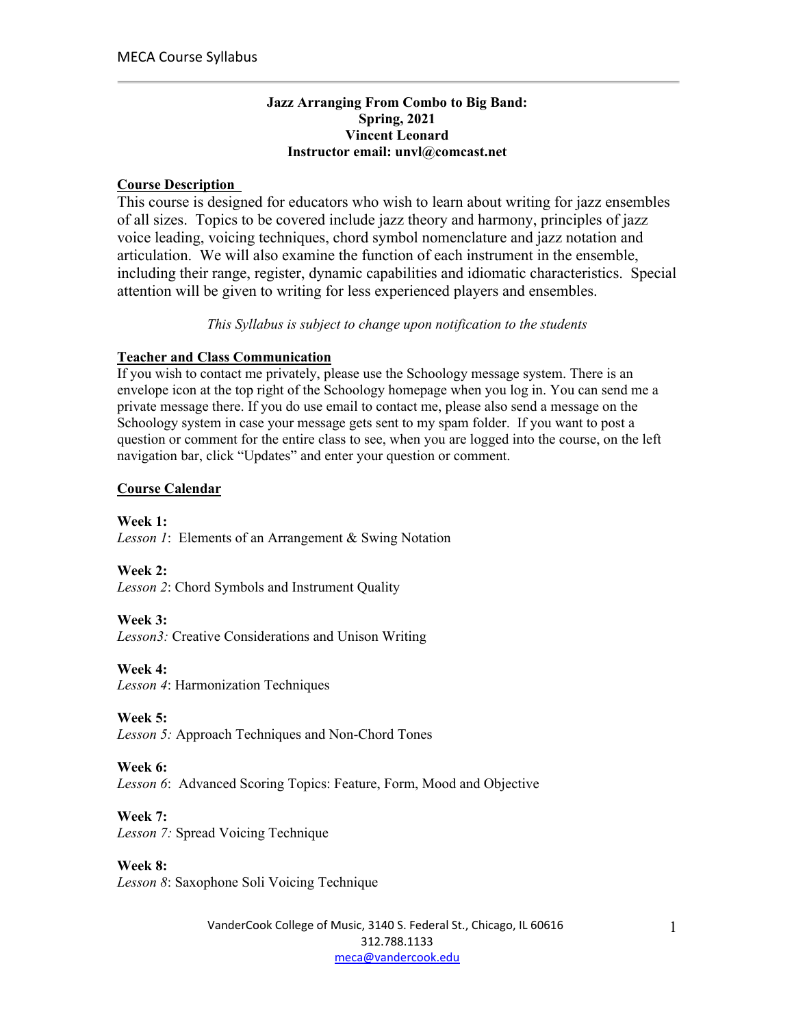**Jazz Arranging From Combo to Big Band:**
**Spring, 2021**
**Vincent Leonard**
**Instructor email: unvl@comcast.net**

## Course Description

This course is designed for educators who wish to learn about writing for jazz ensembles of all sizes. Topics to be covered include jazz theory and harmony, principles of jazz voice leading, voicing techniques, chord symbol nomenclature and jazz notation and articulation. We will also examine the function of each instrument in the ensemble, including their range, register, dynamic capabilities and idiomatic characteristics. Special attention will be given to writing for less experienced players and ensembles.

*This Syllabus is subject to change upon notification to the students*

## Teacher and Class Communication

If you wish to contact me privately, please use the Schoology message system. There is an envelope icon at the top right of the Schoology homepage when you log in. You can send me a private message there. If you do use email to contact me, please also send a message on the Schoology system in case your message gets sent to my spam folder. If you want to post a question or comment for the entire class to see, when you are logged into the course, on the left navigation bar, click "Updates" and enter your question or comment.

## Course Calendar

**Week 1:**
*Lesson 1*: Elements of an Arrangement & Swing Notation

**Week 2:**
*Lesson 2*: Chord Symbols and Instrument Quality

**Week 3:**
*Lesson3:* Creative Considerations and Unison Writing

**Week 4:**
*Lesson 4*: Harmonization Techniques

**Week 5:**
*Lesson 5:* Approach Techniques and Non-Chord Tones

**Week 6:**
*Lesson 6*: Advanced Scoring Topics: Feature, Form, Mood and Objective

**Week 7:**
*Lesson 7:* Spread Voicing Technique

**Week 8:**
*Lesson 8*: Saxophone Soli Voicing Technique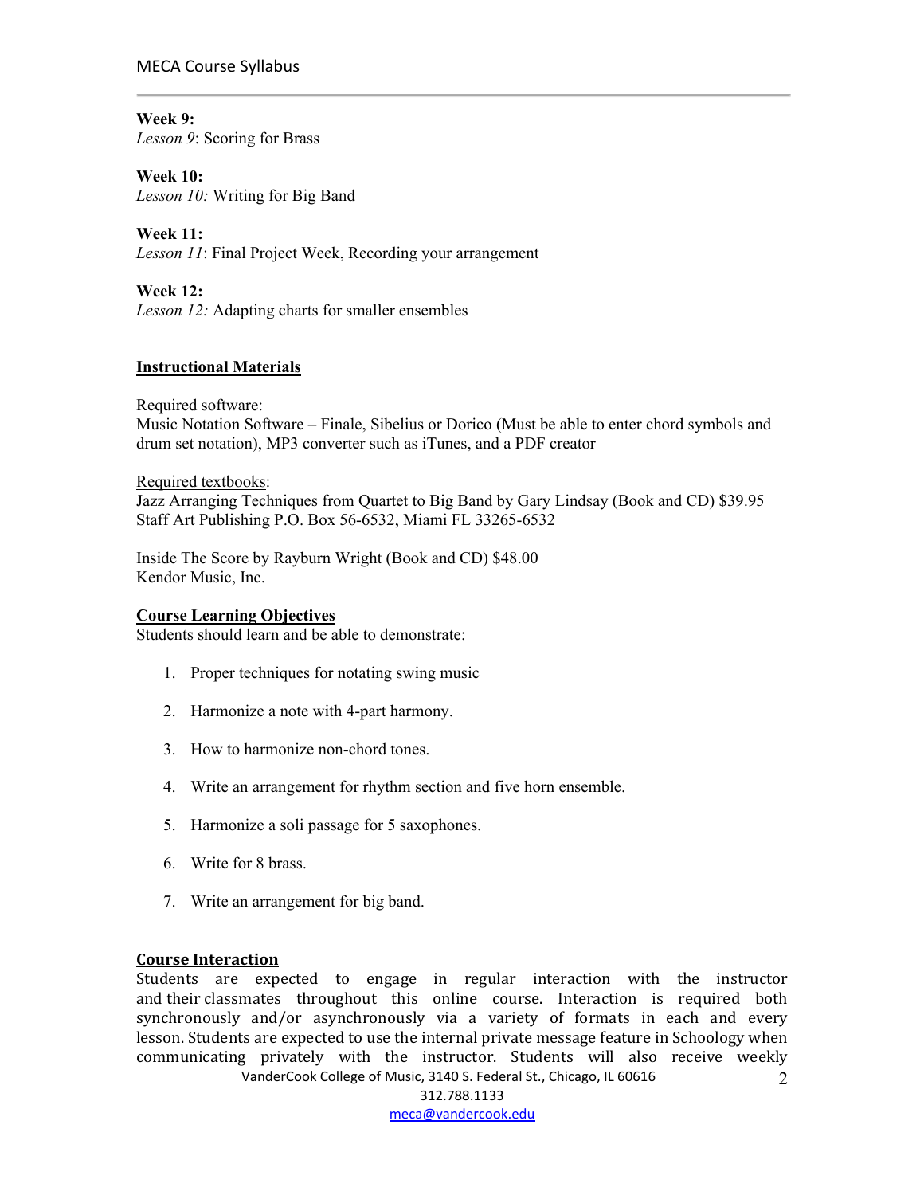**Week 9:**
*Lesson 9*: Scoring for Brass

**Week 10:**
*Lesson 10:* Writing for Big Band

**Week 11:**
*Lesson 11*: Final Project Week, Recording your arrangement

**Week 12:**
*Lesson 12:* Adapting charts for smaller ensembles

## Instructional Materials

Required software:
Music Notation Software – Finale, Sibelius or Dorico (Must be able to enter chord symbols and drum set notation), MP3 converter such as iTunes, and a PDF creator

Required textbooks:
Jazz Arranging Techniques from Quartet to Big Band by Gary Lindsay (Book and CD) $39.95
Staff Art Publishing P.O. Box 56-6532, Miami FL 33265-6532

Inside The Score by Rayburn Wright (Book and CD) $48.00
Kendor Music, Inc.

## Course Learning Objectives

Students should learn and be able to demonstrate:

1. Proper techniques for notating swing music
2. Harmonize a note with 4-part harmony.
3. How to harmonize non-chord tones.
4. Write an arrangement for rhythm section and five horn ensemble.
5. Harmonize a soli passage for 5 saxophones.
6. Write for 8 brass.
7. Write an arrangement for big band.

## Course Interaction

Students are expected to engage in regular interaction with the instructor and their classmates throughout this online course. Interaction is required both synchronously and/or asynchronously via a variety of formats in each and every lesson. Students are expected to use the internal private message feature in Schoology when communicating privately with the instructor. Students will also receive weekly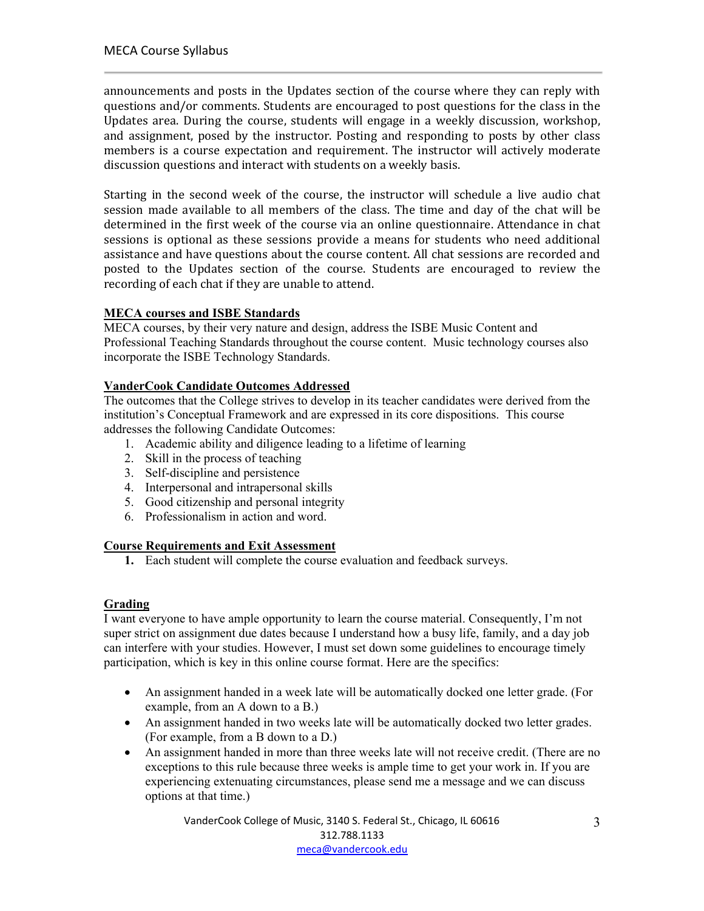announcements and posts in the Updates section of the course where they can reply with questions and/or comments. Students are encouraged to post questions for the class in the Updates area. During the course, students will engage in a weekly discussion, workshop, and assignment, posed by the instructor. Posting and responding to posts by other class members is a course expectation and requirement. The instructor will actively moderate discussion questions and interact with students on a weekly basis.

Starting in the second week of the course, the instructor will schedule a live audio chat session made available to all members of the class. The time and day of the chat will be determined in the first week of the course via an online questionnaire. Attendance in chat sessions is optional as these sessions provide a means for students who need additional assistance and have questions about the course content. All chat sessions are recorded and posted to the Updates section of the course. Students are encouraged to review the recording of each chat if they are unable to attend.

## MECA courses and ISBE Standards

MECA courses, by their very nature and design, address the ISBE Music Content and Professional Teaching Standards throughout the course content. Music technology courses also incorporate the ISBE Technology Standards.

## VanderCook Candidate Outcomes Addressed

The outcomes that the College strives to develop in its teacher candidates were derived from the institution's Conceptual Framework and are expressed in its core dispositions. This course addresses the following Candidate Outcomes:

1. Academic ability and diligence leading to a lifetime of learning
2. Skill in the process of teaching
3. Self-discipline and persistence
4. Interpersonal and intrapersonal skills
5. Good citizenship and personal integrity
6. Professionalism in action and word.

## Course Requirements and Exit Assessment

1. Each student will complete the course evaluation and feedback surveys.

## Grading

I want everyone to have ample opportunity to learn the course material. Consequently, I'm not super strict on assignment due dates because I understand how a busy life, family, and a day job can interfere with your studies. However, I must set down some guidelines to encourage timely participation, which is key in this online course format. Here are the specifics:

- An assignment handed in a week late will be automatically docked one letter grade. (For example, from an A down to a B.)
- An assignment handed in two weeks late will be automatically docked two letter grades. (For example, from a B down to a D.)
- An assignment handed in more than three weeks late will not receive credit. (There are no exceptions to this rule because three weeks is ample time to get your work in. If you are experiencing extenuating circumstances, please send me a message and we can discuss options at that time.)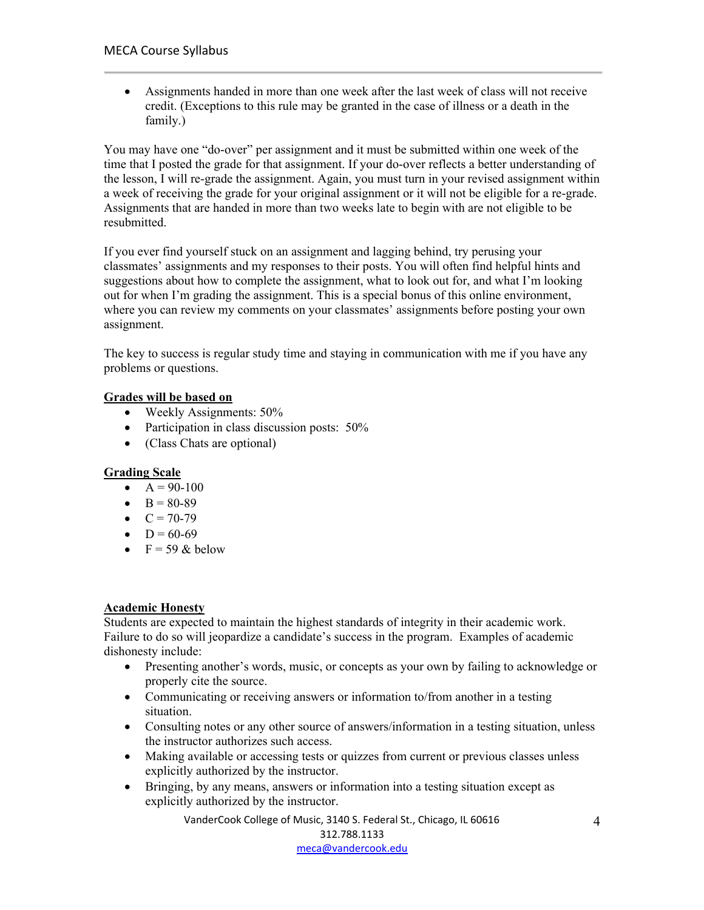- Assignments handed in more than one week after the last week of class will not receive credit. (Exceptions to this rule may be granted in the case of illness or a death in the family.)

You may have one "do-over" per assignment and it must be submitted within one week of the time that I posted the grade for that assignment. If your do-over reflects a better understanding of the lesson, I will re-grade the assignment. Again, you must turn in your revised assignment within a week of receiving the grade for your original assignment or it will not be eligible for a re-grade. Assignments that are handed in more than two weeks late to begin with are not eligible to be resubmitted.

If you ever find yourself stuck on an assignment and lagging behind, try perusing your classmates' assignments and my responses to their posts. You will often find helpful hints and suggestions about how to complete the assignment, what to look out for, and what I'm looking out for when I'm grading the assignment. This is a special bonus of this online environment, where you can review my comments on your classmates' assignments before posting your own assignment.

The key to success is regular study time and staying in communication with me if you have any problems or questions.

**Grades will be based on**

- Weekly Assignments: 50%
- Participation in class discussion posts: 50%
- (Class Chats are optional)

**Grading Scale**

- A = 90-100
- B = 80-89
- C = 70-79
- D = 60-69
- F = 59 & below

**Academic Honesty**

Students are expected to maintain the highest standards of integrity in their academic work. Failure to do so will jeopardize a candidate's success in the program. Examples of academic dishonesty include:

- Presenting another's words, music, or concepts as your own by failing to acknowledge or properly cite the source.
- Communicating or receiving answers or information to/from another in a testing situation.
- Consulting notes or any other source of answers/information in a testing situation, unless the instructor authorizes such access.
- Making available or accessing tests or quizzes from current or previous classes unless explicitly authorized by the instructor.
- Bringing, by any means, answers or information into a testing situation except as explicitly authorized by the instructor.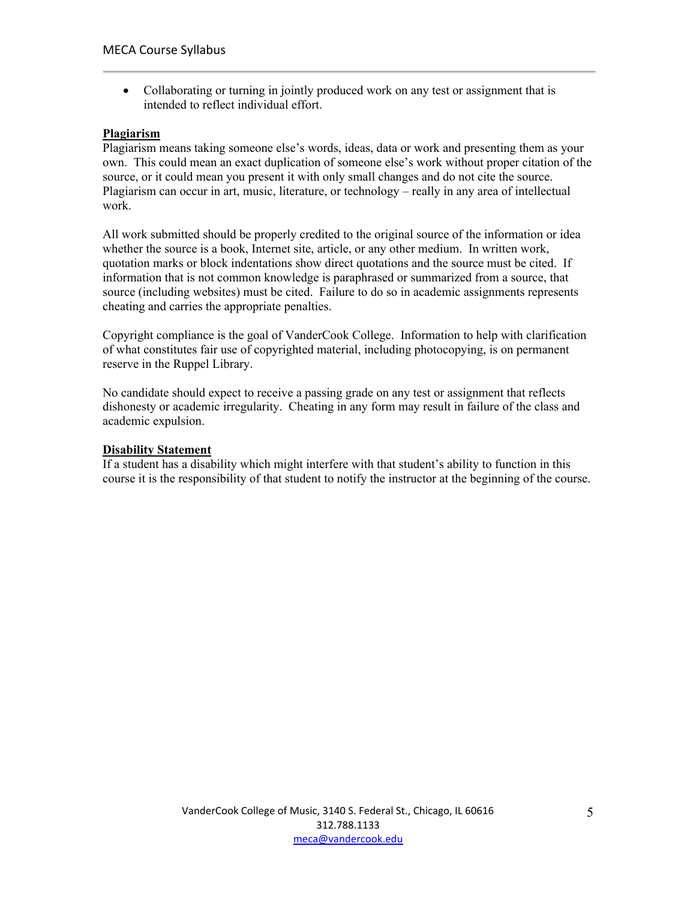- Collaborating or turning in jointly produced work on any test or assignment that is intended to reflect individual effort.

**Plagiarism**

Plagiarism means taking someone else's words, ideas, data or work and presenting them as your own. This could mean an exact duplication of someone else's work without proper citation of the source, or it could mean you present it with only small changes and do not cite the source. Plagiarism can occur in art, music, literature, or technology – really in any area of intellectual work.

All work submitted should be properly credited to the original source of the information or idea whether the source is a book, Internet site, article, or any other medium. In written work, quotation marks or block indentations show direct quotations and the source must be cited. If information that is not common knowledge is paraphrased or summarized from a source, that source (including websites) must be cited. Failure to do so in academic assignments represents cheating and carries the appropriate penalties.

Copyright compliance is the goal of VanderCook College. Information to help with clarification of what constitutes fair use of copyrighted material, including photocopying, is on permanent reserve in the Ruppel Library.

No candidate should expect to receive a passing grade on any test or assignment that reflects dishonesty or academic irregularity. Cheating in any form may result in failure of the class and academic expulsion.

**Disability Statement**

If a student has a disability which might interfere with that student's ability to function in this course it is the responsibility of that student to notify the instructor at the beginning of the course.